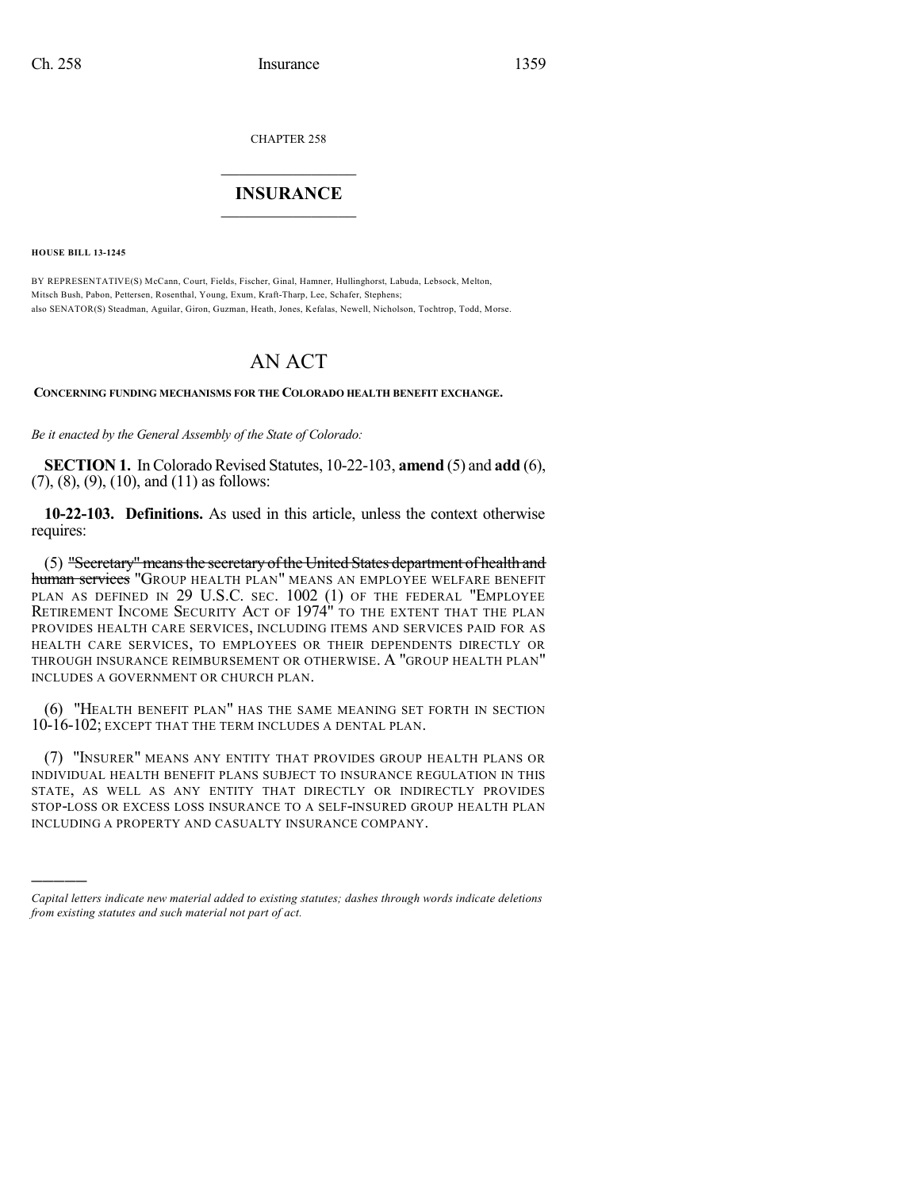CHAPTER 258

## INSURANCE

**HOUSE BILL 13-1245**

BY REPRESENTATIVE(S) McCann, Court, Fields, Fischer, Ginal, Hamner, Hullinghorst, Labuda, Lebsock, Melton, Mitsch Bush, Pabon, Pettersen, Rosenthal, Young, Exum, Kraft-Tharp, Lee, Schafer, Stephens;
also SENATOR(S) Steadman, Aguilar, Giron, Guzman, Heath, Jones, Kefalas, Newell, Nicholson, Tochtrop, Todd, Morse.

# AN ACT

**CONCERNING FUNDING MECHANISMS FOR THE COLORADO HEALTH BENEFIT EXCHANGE.**

*Be it enacted by the General Assembly of the State of Colorado:*

**SECTION 1.** In Colorado Revised Statutes, 10-22-103, **amend** (5) and **add** (6), (7), (8), (9), (10), and (11) as follows:

**10-22-103. Definitions.** As used in this article, unless the context otherwise requires:

(5) ~~"Secretary" means the secretary of the United States department of health and human services~~ "GROUP HEALTH PLAN" MEANS AN EMPLOYEE WELFARE BENEFIT PLAN AS DEFINED IN 29 U.S.C. SEC. 1002 (1) OF THE FEDERAL "EMPLOYEE RETIREMENT INCOME SECURITY ACT OF 1974" TO THE EXTENT THAT THE PLAN PROVIDES HEALTH CARE SERVICES, INCLUDING ITEMS AND SERVICES PAID FOR AS HEALTH CARE SERVICES, TO EMPLOYEES OR THEIR DEPENDENTS DIRECTLY OR THROUGH INSURANCE REIMBURSEMENT OR OTHERWISE. A "GROUP HEALTH PLAN" INCLUDES A GOVERNMENT OR CHURCH PLAN.

(6) "HEALTH BENEFIT PLAN" HAS THE SAME MEANING SET FORTH IN SECTION 10-16-102; EXCEPT THAT THE TERM INCLUDES A DENTAL PLAN.

(7) "INSURER" MEANS ANY ENTITY THAT PROVIDES GROUP HEALTH PLANS OR INDIVIDUAL HEALTH BENEFIT PLANS SUBJECT TO INSURANCE REGULATION IN THIS STATE, AS WELL AS ANY ENTITY THAT DIRECTLY OR INDIRECTLY PROVIDES STOP-LOSS OR EXCESS LOSS INSURANCE TO A SELF-INSURED GROUP HEALTH PLAN INCLUDING A PROPERTY AND CASUALTY INSURANCE COMPANY.

---

*Capital letters indicate new material added to existing statutes; dashes through words indicate deletions from existing statutes and such material not part of act.*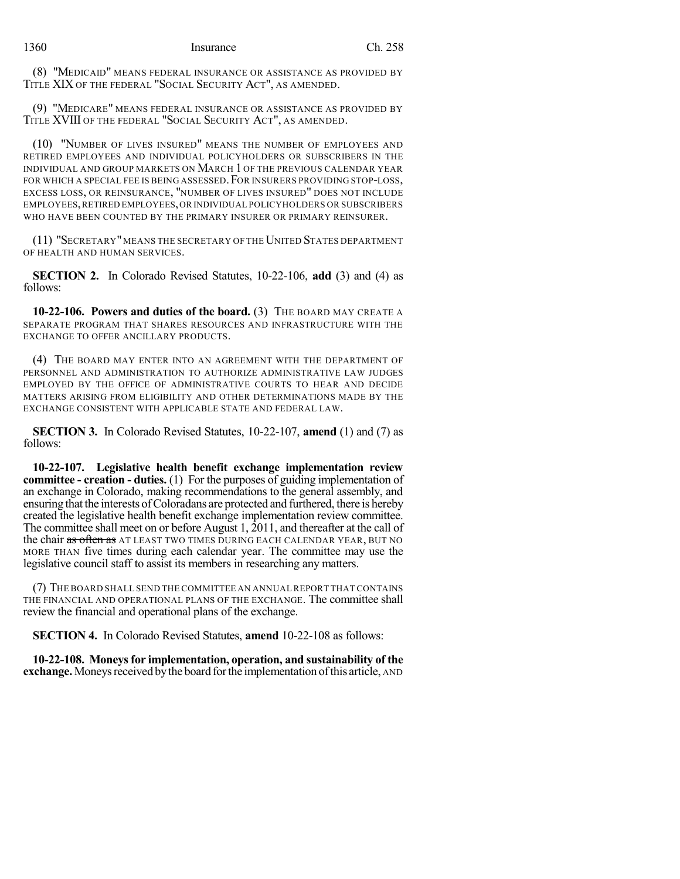(8) "MEDICAID" MEANS FEDERAL INSURANCE OR ASSISTANCE AS PROVIDED BY TITLE XIX OF THE FEDERAL "SOCIAL SECURITY ACT", AS AMENDED.

(9) "MEDICARE" MEANS FEDERAL INSURANCE OR ASSISTANCE AS PROVIDED BY TITLE XVIII OF THE FEDERAL "SOCIAL SECURITY ACT", AS AMENDED.

(10) "NUMBER OF LIVES INSURED" MEANS THE NUMBER OF EMPLOYEES AND RETIRED EMPLOYEES AND INDIVIDUAL POLICYHOLDERS OR SUBSCRIBERS IN THE INDIVIDUAL AND GROUP MARKETS ON MARCH 1 OF THE PREVIOUS CALENDAR YEAR FOR WHICH A SPECIAL FEE IS BEING ASSESSED. FOR INSURERS PROVIDING STOP-LOSS, EXCESS LOSS, OR REINSURANCE, "NUMBER OF LIVES INSURED" DOES NOT INCLUDE EMPLOYEES, RETIRED EMPLOYEES, OR INDIVIDUAL POLICYHOLDERS OR SUBSCRIBERS WHO HAVE BEEN COUNTED BY THE PRIMARY INSURER OR PRIMARY REINSURER.

(11) "SECRETARY" MEANS THE SECRETARY OF THE UNITED STATES DEPARTMENT OF HEALTH AND HUMAN SERVICES.

**SECTION 2.** In Colorado Revised Statutes, 10-22-106, **add** (3) and (4) as follows:

**10-22-106. Powers and duties of the board.** (3) THE BOARD MAY CREATE A SEPARATE PROGRAM THAT SHARES RESOURCES AND INFRASTRUCTURE WITH THE EXCHANGE TO OFFER ANCILLARY PRODUCTS.

(4) THE BOARD MAY ENTER INTO AN AGREEMENT WITH THE DEPARTMENT OF PERSONNEL AND ADMINISTRATION TO AUTHORIZE ADMINISTRATIVE LAW JUDGES EMPLOYED BY THE OFFICE OF ADMINISTRATIVE COURTS TO HEAR AND DECIDE MATTERS ARISING FROM ELIGIBILITY AND OTHER DETERMINATIONS MADE BY THE EXCHANGE CONSISTENT WITH APPLICABLE STATE AND FEDERAL LAW.

**SECTION 3.** In Colorado Revised Statutes, 10-22-107, **amend** (1) and (7) as follows:

**10-22-107. Legislative health benefit exchange implementation review committee - creation - duties.** (1) For the purposes of guiding implementation of an exchange in Colorado, making recommendations to the general assembly, and ensuring that the interests of Coloradans are protected and furthered, there is hereby created the legislative health benefit exchange implementation review committee. The committee shall meet on or before August 1, 2011, and thereafter at the call of the chair ~~as often as~~ AT LEAST TWO TIMES DURING EACH CALENDAR YEAR, BUT NO MORE THAN five times during each calendar year. The committee may use the legislative council staff to assist its members in researching any matters.

(7) THE BOARD SHALL SEND THE COMMITTEE AN ANNUAL REPORT THAT CONTAINS THE FINANCIAL AND OPERATIONAL PLANS OF THE EXCHANGE. The committee shall review the financial and operational plans of the exchange.

**SECTION 4.** In Colorado Revised Statutes, **amend** 10-22-108 as follows:

**10-22-108. Moneys for implementation, operation, and sustainability of the exchange.** Moneys received by the board for the implementation of this article, AND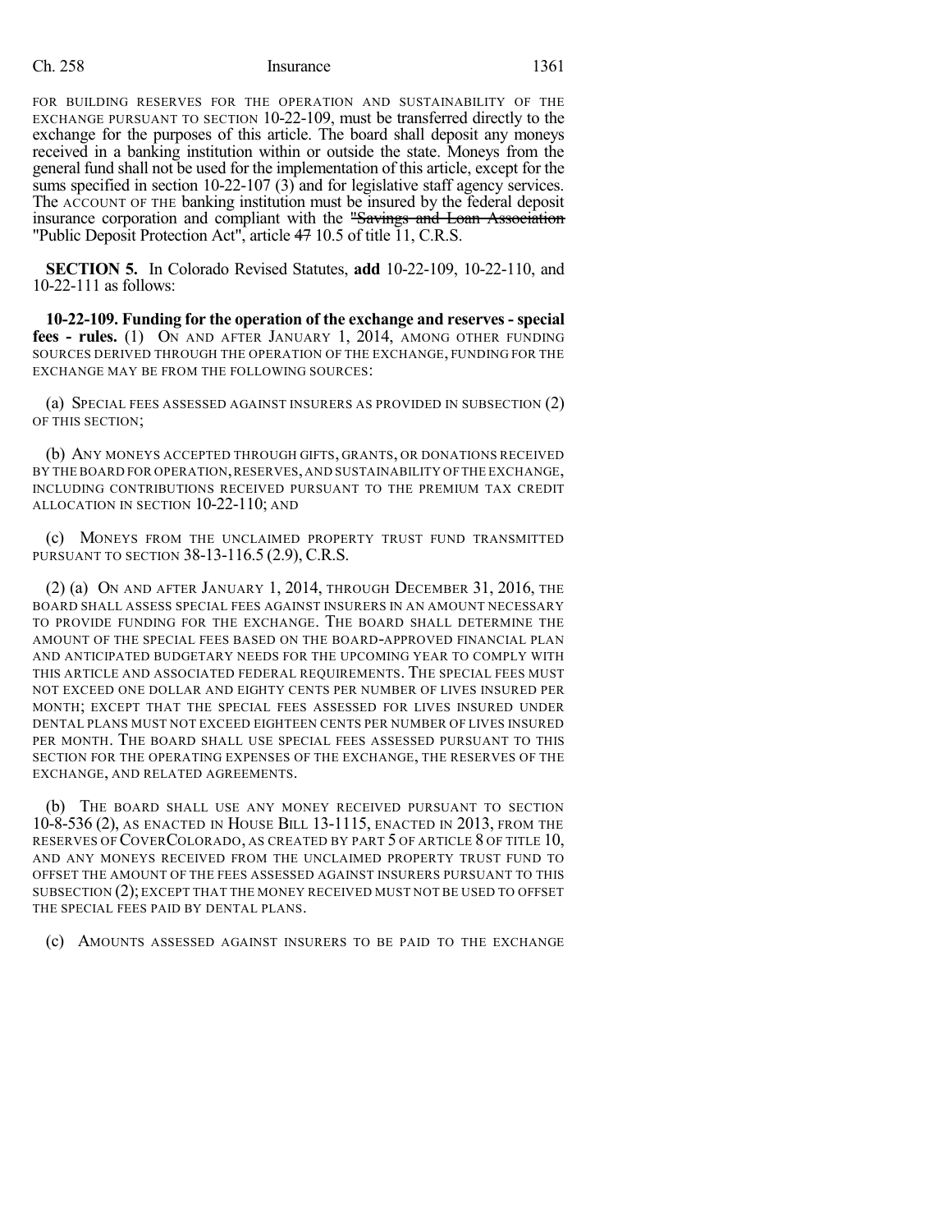FOR BUILDING RESERVES FOR THE OPERATION AND SUSTAINABILITY OF THE EXCHANGE PURSUANT TO SECTION 10-22-109, must be transferred directly to the exchange for the purposes of this article. The board shall deposit any moneys received in a banking institution within or outside the state. Moneys from the general fund shall not be used for the implementation of this article, except for the sums specified in section 10-22-107 (3) and for legislative staff agency services. The ACCOUNT OF THE banking institution must be insured by the federal deposit insurance corporation and compliant with the ~~"Savings and Loan Association~~ "Public Deposit Protection Act", article ~~47~~ 10.5 of title 11, C.R.S.

**SECTION 5.** In Colorado Revised Statutes, **add** 10-22-109, 10-22-110, and 10-22-111 as follows:

**10-22-109. Funding for the operation of the exchange and reserves - special fees - rules.** (1) ON AND AFTER JANUARY 1, 2014, AMONG OTHER FUNDING SOURCES DERIVED THROUGH THE OPERATION OF THE EXCHANGE, FUNDING FOR THE EXCHANGE MAY BE FROM THE FOLLOWING SOURCES:

(a) SPECIAL FEES ASSESSED AGAINST INSURERS AS PROVIDED IN SUBSECTION (2) OF THIS SECTION;

(b) ANY MONEYS ACCEPTED THROUGH GIFTS, GRANTS, OR DONATIONS RECEIVED BY THE BOARD FOR OPERATION, RESERVES, AND SUSTAINABILITY OF THE EXCHANGE, INCLUDING CONTRIBUTIONS RECEIVED PURSUANT TO THE PREMIUM TAX CREDIT ALLOCATION IN SECTION 10-22-110; AND

(c) MONEYS FROM THE UNCLAIMED PROPERTY TRUST FUND TRANSMITTED PURSUANT TO SECTION 38-13-116.5 (2.9), C.R.S.

(2) (a) ON AND AFTER JANUARY 1, 2014, THROUGH DECEMBER 31, 2016, THE BOARD SHALL ASSESS SPECIAL FEES AGAINST INSURERS IN AN AMOUNT NECESSARY TO PROVIDE FUNDING FOR THE EXCHANGE. THE BOARD SHALL DETERMINE THE AMOUNT OF THE SPECIAL FEES BASED ON THE BOARD-APPROVED FINANCIAL PLAN AND ANTICIPATED BUDGETARY NEEDS FOR THE UPCOMING YEAR TO COMPLY WITH THIS ARTICLE AND ASSOCIATED FEDERAL REQUIREMENTS. THE SPECIAL FEES MUST NOT EXCEED ONE DOLLAR AND EIGHTY CENTS PER NUMBER OF LIVES INSURED PER MONTH; EXCEPT THAT THE SPECIAL FEES ASSESSED FOR LIVES INSURED UNDER DENTAL PLANS MUST NOT EXCEED EIGHTEEN CENTS PER NUMBER OF LIVES INSURED PER MONTH. THE BOARD SHALL USE SPECIAL FEES ASSESSED PURSUANT TO THIS SECTION FOR THE OPERATING EXPENSES OF THE EXCHANGE, THE RESERVES OF THE EXCHANGE, AND RELATED AGREEMENTS.

(b) THE BOARD SHALL USE ANY MONEY RECEIVED PURSUANT TO SECTION 10-8-536 (2), AS ENACTED IN HOUSE BILL 13-1115, ENACTED IN 2013, FROM THE RESERVES OF COVERCOLORADO, AS CREATED BY PART 5 OF ARTICLE 8 OF TITLE 10, AND ANY MONEYS RECEIVED FROM THE UNCLAIMED PROPERTY TRUST FUND TO OFFSET THE AMOUNT OF THE FEES ASSESSED AGAINST INSURERS PURSUANT TO THIS SUBSECTION (2); EXCEPT THAT THE MONEY RECEIVED MUST NOT BE USED TO OFFSET THE SPECIAL FEES PAID BY DENTAL PLANS.

(c) AMOUNTS ASSESSED AGAINST INSURERS TO BE PAID TO THE EXCHANGE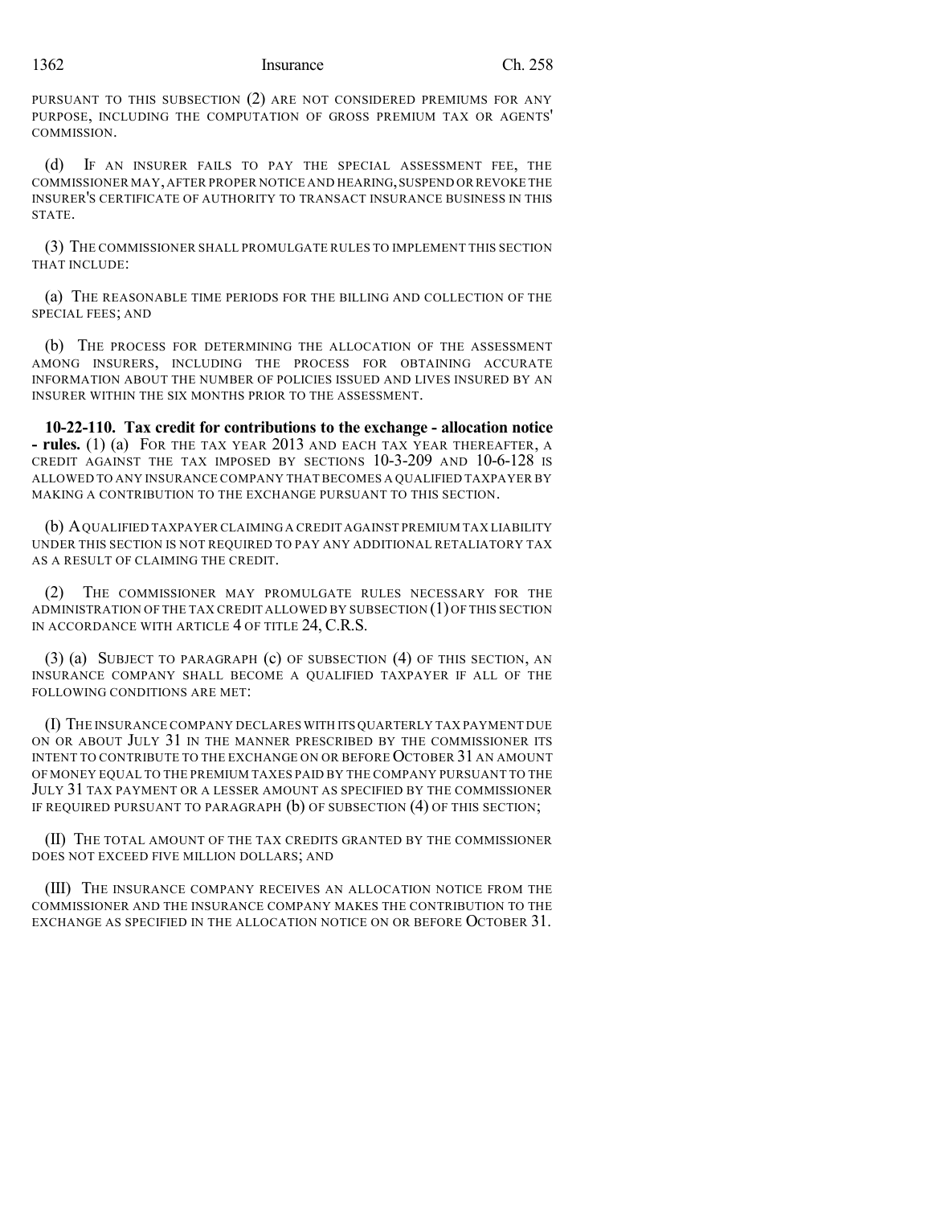PURSUANT TO THIS SUBSECTION (2) ARE NOT CONSIDERED PREMIUMS FOR ANY PURPOSE, INCLUDING THE COMPUTATION OF GROSS PREMIUM TAX OR AGENTS' COMMISSION.

(d) IF AN INSURER FAILS TO PAY THE SPECIAL ASSESSMENT FEE, THE COMMISSIONER MAY, AFTER PROPER NOTICE AND HEARING, SUSPEND OR REVOKE THE INSURER'S CERTIFICATE OF AUTHORITY TO TRANSACT INSURANCE BUSINESS IN THIS STATE.

(3) THE COMMISSIONER SHALL PROMULGATE RULES TO IMPLEMENT THIS SECTION THAT INCLUDE:

(a) THE REASONABLE TIME PERIODS FOR THE BILLING AND COLLECTION OF THE SPECIAL FEES; AND

(b) THE PROCESS FOR DETERMINING THE ALLOCATION OF THE ASSESSMENT AMONG INSURERS, INCLUDING THE PROCESS FOR OBTAINING ACCURATE INFORMATION ABOUT THE NUMBER OF POLICIES ISSUED AND LIVES INSURED BY AN INSURER WITHIN THE SIX MONTHS PRIOR TO THE ASSESSMENT.

**10-22-110. Tax credit for contributions to the exchange - allocation notice - rules.** (1) (a) FOR THE TAX YEAR 2013 AND EACH TAX YEAR THEREAFTER, A CREDIT AGAINST THE TAX IMPOSED BY SECTIONS 10-3-209 AND 10-6-128 IS ALLOWED TO ANY INSURANCE COMPANY THAT BECOMES A QUALIFIED TAXPAYER BY MAKING A CONTRIBUTION TO THE EXCHANGE PURSUANT TO THIS SECTION.

(b) A QUALIFIED TAXPAYER CLAIMING A CREDIT AGAINST PREMIUM TAX LIABILITY UNDER THIS SECTION IS NOT REQUIRED TO PAY ANY ADDITIONAL RETALIATORY TAX AS A RESULT OF CLAIMING THE CREDIT.

(2) THE COMMISSIONER MAY PROMULGATE RULES NECESSARY FOR THE ADMINISTRATION OF THE TAX CREDIT ALLOWED BY SUBSECTION (1) OF THIS SECTION IN ACCORDANCE WITH ARTICLE 4 OF TITLE 24, C.R.S.

(3) (a) SUBJECT TO PARAGRAPH (c) OF SUBSECTION (4) OF THIS SECTION, AN INSURANCE COMPANY SHALL BECOME A QUALIFIED TAXPAYER IF ALL OF THE FOLLOWING CONDITIONS ARE MET:

(I) THE INSURANCE COMPANY DECLARES WITH ITS QUARTERLY TAX PAYMENT DUE ON OR ABOUT JULY 31 IN THE MANNER PRESCRIBED BY THE COMMISSIONER ITS INTENT TO CONTRIBUTE TO THE EXCHANGE ON OR BEFORE OCTOBER 31 AN AMOUNT OF MONEY EQUAL TO THE PREMIUM TAXES PAID BY THE COMPANY PURSUANT TO THE JULY 31 TAX PAYMENT OR A LESSER AMOUNT AS SPECIFIED BY THE COMMISSIONER IF REQUIRED PURSUANT TO PARAGRAPH (b) OF SUBSECTION (4) OF THIS SECTION;

(II) THE TOTAL AMOUNT OF THE TAX CREDITS GRANTED BY THE COMMISSIONER DOES NOT EXCEED FIVE MILLION DOLLARS; AND

(III) THE INSURANCE COMPANY RECEIVES AN ALLOCATION NOTICE FROM THE COMMISSIONER AND THE INSURANCE COMPANY MAKES THE CONTRIBUTION TO THE EXCHANGE AS SPECIFIED IN THE ALLOCATION NOTICE ON OR BEFORE OCTOBER 31.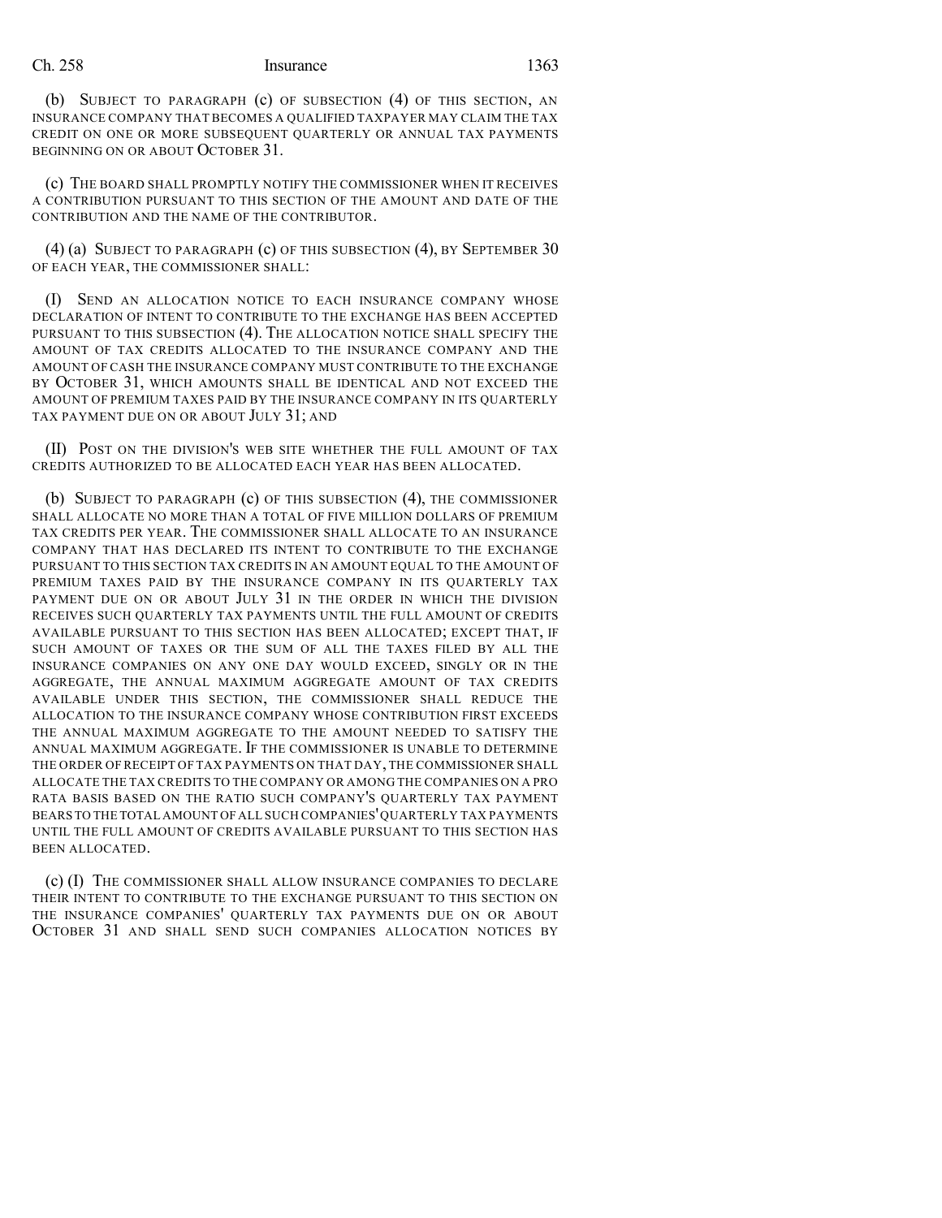(b) SUBJECT TO PARAGRAPH (c) OF SUBSECTION (4) OF THIS SECTION, AN INSURANCE COMPANY THAT BECOMES A QUALIFIED TAXPAYER MAY CLAIM THE TAX CREDIT ON ONE OR MORE SUBSEQUENT QUARTERLY OR ANNUAL TAX PAYMENTS BEGINNING ON OR ABOUT OCTOBER 31.

(c) THE BOARD SHALL PROMPTLY NOTIFY THE COMMISSIONER WHEN IT RECEIVES A CONTRIBUTION PURSUANT TO THIS SECTION OF THE AMOUNT AND DATE OF THE CONTRIBUTION AND THE NAME OF THE CONTRIBUTOR.

(4) (a) SUBJECT TO PARAGRAPH (c) OF THIS SUBSECTION (4), BY SEPTEMBER 30 OF EACH YEAR, THE COMMISSIONER SHALL:

(I) SEND AN ALLOCATION NOTICE TO EACH INSURANCE COMPANY WHOSE DECLARATION OF INTENT TO CONTRIBUTE TO THE EXCHANGE HAS BEEN ACCEPTED PURSUANT TO THIS SUBSECTION (4). THE ALLOCATION NOTICE SHALL SPECIFY THE AMOUNT OF TAX CREDITS ALLOCATED TO THE INSURANCE COMPANY AND THE AMOUNT OF CASH THE INSURANCE COMPANY MUST CONTRIBUTE TO THE EXCHANGE BY OCTOBER 31, WHICH AMOUNTS SHALL BE IDENTICAL AND NOT EXCEED THE AMOUNT OF PREMIUM TAXES PAID BY THE INSURANCE COMPANY IN ITS QUARTERLY TAX PAYMENT DUE ON OR ABOUT JULY 31; AND

(II) POST ON THE DIVISION'S WEB SITE WHETHER THE FULL AMOUNT OF TAX CREDITS AUTHORIZED TO BE ALLOCATED EACH YEAR HAS BEEN ALLOCATED.

(b) SUBJECT TO PARAGRAPH (c) OF THIS SUBSECTION (4), THE COMMISSIONER SHALL ALLOCATE NO MORE THAN A TOTAL OF FIVE MILLION DOLLARS OF PREMIUM TAX CREDITS PER YEAR. THE COMMISSIONER SHALL ALLOCATE TO AN INSURANCE COMPANY THAT HAS DECLARED ITS INTENT TO CONTRIBUTE TO THE EXCHANGE PURSUANT TO THIS SECTION TAX CREDITS IN AN AMOUNT EQUAL TO THE AMOUNT OF PREMIUM TAXES PAID BY THE INSURANCE COMPANY IN ITS QUARTERLY TAX PAYMENT DUE ON OR ABOUT JULY 31 IN THE ORDER IN WHICH THE DIVISION RECEIVES SUCH QUARTERLY TAX PAYMENTS UNTIL THE FULL AMOUNT OF CREDITS AVAILABLE PURSUANT TO THIS SECTION HAS BEEN ALLOCATED; EXCEPT THAT, IF SUCH AMOUNT OF TAXES OR THE SUM OF ALL THE TAXES FILED BY ALL THE INSURANCE COMPANIES ON ANY ONE DAY WOULD EXCEED, SINGLY OR IN THE AGGREGATE, THE ANNUAL MAXIMUM AGGREGATE AMOUNT OF TAX CREDITS AVAILABLE UNDER THIS SECTION, THE COMMISSIONER SHALL REDUCE THE ALLOCATION TO THE INSURANCE COMPANY WHOSE CONTRIBUTION FIRST EXCEEDS THE ANNUAL MAXIMUM AGGREGATE TO THE AMOUNT NEEDED TO SATISFY THE ANNUAL MAXIMUM AGGREGATE. IF THE COMMISSIONER IS UNABLE TO DETERMINE THE ORDER OF RECEIPT OF TAX PAYMENTS ON THAT DAY, THE COMMISSIONER SHALL ALLOCATE THE TAX CREDITS TO THE COMPANY OR AMONG THE COMPANIES ON A PRO RATA BASIS BASED ON THE RATIO SUCH COMPANY'S QUARTERLY TAX PAYMENT BEARS TO THE TOTAL AMOUNT OF ALL SUCH COMPANIES' QUARTERLY TAX PAYMENTS UNTIL THE FULL AMOUNT OF CREDITS AVAILABLE PURSUANT TO THIS SECTION HAS BEEN ALLOCATED.

(c) (I) THE COMMISSIONER SHALL ALLOW INSURANCE COMPANIES TO DECLARE THEIR INTENT TO CONTRIBUTE TO THE EXCHANGE PURSUANT TO THIS SECTION ON THE INSURANCE COMPANIES' QUARTERLY TAX PAYMENTS DUE ON OR ABOUT OCTOBER 31 AND SHALL SEND SUCH COMPANIES ALLOCATION NOTICES BY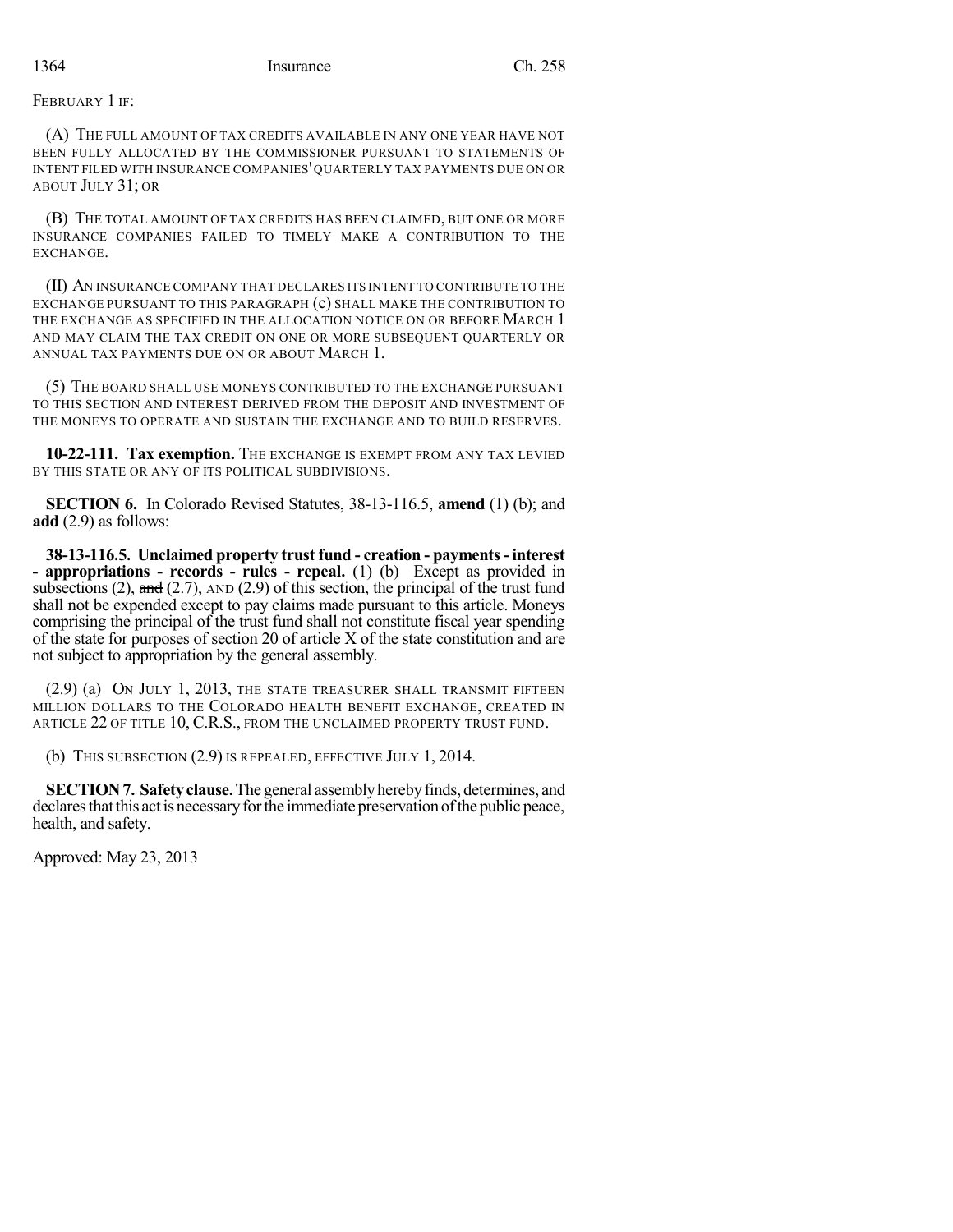FEBRUARY 1 IF:

(A) THE FULL AMOUNT OF TAX CREDITS AVAILABLE IN ANY ONE YEAR HAVE NOT BEEN FULLY ALLOCATED BY THE COMMISSIONER PURSUANT TO STATEMENTS OF INTENT FILED WITH INSURANCE COMPANIES' QUARTERLY TAX PAYMENTS DUE ON OR ABOUT JULY 31; OR

(B) THE TOTAL AMOUNT OF TAX CREDITS HAS BEEN CLAIMED, BUT ONE OR MORE INSURANCE COMPANIES FAILED TO TIMELY MAKE A CONTRIBUTION TO THE EXCHANGE.

(II) AN INSURANCE COMPANY THAT DECLARES ITS INTENT TO CONTRIBUTE TO THE EXCHANGE PURSUANT TO THIS PARAGRAPH (c) SHALL MAKE THE CONTRIBUTION TO THE EXCHANGE AS SPECIFIED IN THE ALLOCATION NOTICE ON OR BEFORE MARCH 1 AND MAY CLAIM THE TAX CREDIT ON ONE OR MORE SUBSEQUENT QUARTERLY OR ANNUAL TAX PAYMENTS DUE ON OR ABOUT MARCH 1.

(5) THE BOARD SHALL USE MONEYS CONTRIBUTED TO THE EXCHANGE PURSUANT TO THIS SECTION AND INTEREST DERIVED FROM THE DEPOSIT AND INVESTMENT OF THE MONEYS TO OPERATE AND SUSTAIN THE EXCHANGE AND TO BUILD RESERVES.

**10-22-111. Tax exemption.** THE EXCHANGE IS EXEMPT FROM ANY TAX LEVIED BY THIS STATE OR ANY OF ITS POLITICAL SUBDIVISIONS.

**SECTION 6.** In Colorado Revised Statutes, 38-13-116.5, **amend** (1) (b); and **add** (2.9) as follows:

**38-13-116.5. Unclaimed property trust fund - creation - payments - interest - appropriations - records - rules - repeal.** (1) (b) Except as provided in subsections (2), ~~and~~ (2.7), AND (2.9) of this section, the principal of the trust fund shall not be expended except to pay claims made pursuant to this article. Moneys comprising the principal of the trust fund shall not constitute fiscal year spending of the state for purposes of section 20 of article X of the state constitution and are not subject to appropriation by the general assembly.

(2.9) (a) ON JULY 1, 2013, THE STATE TREASURER SHALL TRANSMIT FIFTEEN MILLION DOLLARS TO THE COLORADO HEALTH BENEFIT EXCHANGE, CREATED IN ARTICLE 22 OF TITLE 10, C.R.S., FROM THE UNCLAIMED PROPERTY TRUST FUND.

(b) THIS SUBSECTION (2.9) IS REPEALED, EFFECTIVE JULY 1, 2014.

**SECTION 7. Safety clause.** The general assembly hereby finds, determines, and declares that this act is necessary for the immediate preservation of the public peace, health, and safety.

Approved: May 23, 2013